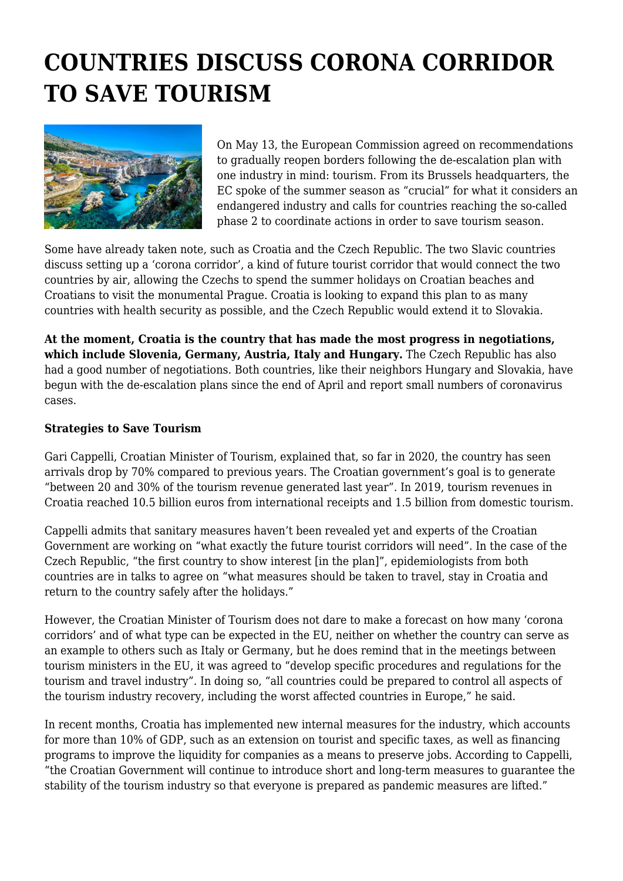# COUNTRIES DISCUSS CORONA CORRIDOR TO SAVE TOURISM

On May 13, the European Commission agreed on recommendations to gradually reopen borders following the de-escalation plan with one industry in mind: tourism. From its Brussels headquarters, the EC spoke of the summer season as "crucial" for what it considers an endangered industry and calls for countries reaching the so-called phase 2 to coordinate actions in order to save tourism season.

Some have already taken note, such as Croatia and the Czech Republic. The two Slavic countries discuss setting up a 'corona corridor', a kind of future tourist corridor that would connect the two countries by air, allowing the Czechs to spend the summer holidays on Croatian beaches and Croatians to visit the monumental Prague. Croatia is looking to expand this plan to as many countries with health security as possible, and the Czech Republic would extend it to Slovakia.

**At the moment, Croatia is the country that has made the most progress in negotiations, which include Slovenia, Germany, Austria, Italy and Hungary.** The Czech Republic has also had a good number of negotiations. Both countries, like their neighbors Hungary and Slovakia, have begun with the de-escalation plans since the end of April and report small numbers of coronavirus cases.

**Strategies to Save Tourism**

Gari Cappelli, Croatian Minister of Tourism, explained that, so far in 2020, the country has seen arrivals drop by 70% compared to previous years. The Croatian government's goal is to generate "between 20 and 30% of the tourism revenue generated last year". In 2019, tourism revenues in Croatia reached 10.5 billion euros from international receipts and 1.5 billion from domestic tourism.

Cappelli admits that sanitary measures haven't been revealed yet and experts of the Croatian Government are working on "what exactly the future tourist corridors will need". In the case of the Czech Republic, "the first country to show interest [in the plan]", epidemiologists from both countries are in talks to agree on "what measures should be taken to travel, stay in Croatia and return to the country safely after the holidays."

However, the Croatian Minister of Tourism does not dare to make a forecast on how many 'corona corridors' and of what type can be expected in the EU, neither on whether the country can serve as an example to others such as Italy or Germany, but he does remind that in the meetings between tourism ministers in the EU, it was agreed to "develop specific procedures and regulations for the tourism and travel industry". In doing so, "all countries could be prepared to control all aspects of the tourism industry recovery, including the worst affected countries in Europe," he said.

In recent months, Croatia has implemented new internal measures for the industry, which accounts for more than 10% of GDP, such as an extension on tourist and specific taxes, as well as financing programs to improve the liquidity for companies as a means to preserve jobs. According to Cappelli, "the Croatian Government will continue to introduce short and long-term measures to guarantee the stability of the tourism industry so that everyone is prepared as pandemic measures are lifted."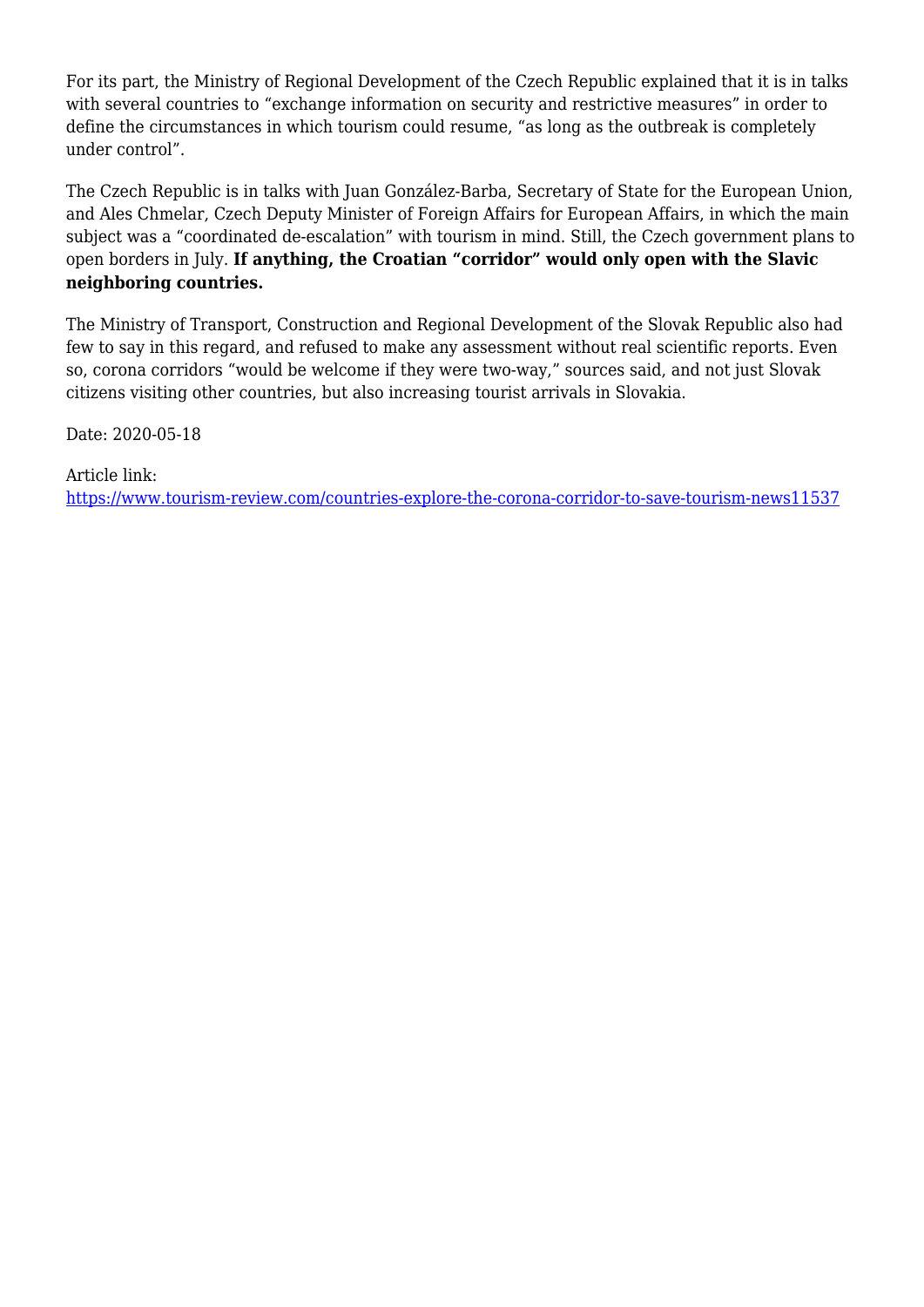For its part, the Ministry of Regional Development of the Czech Republic explained that it is in talks with several countries to "exchange information on security and restrictive measures" in order to define the circumstances in which tourism could resume, "as long as the outbreak is completely under control".

The Czech Republic is in talks with Juan González-Barba, Secretary of State for the European Union, and Ales Chmelar, Czech Deputy Minister of Foreign Affairs for European Affairs, in which the main subject was a "coordinated de-escalation" with tourism in mind. Still, the Czech government plans to open borders in July. **If anything, the Croatian "corridor" would only open with the Slavic neighboring countries.**

The Ministry of Transport, Construction and Regional Development of the Slovak Republic also had few to say in this regard, and refused to make any assessment without real scientific reports. Even so, corona corridors "would be welcome if they were two-way," sources said, and not just Slovak citizens visiting other countries, but also increasing tourist arrivals in Slovakia.

Date: 2020-05-18

Article link:
https://www.tourism-review.com/countries-explore-the-corona-corridor-to-save-tourism-news11537